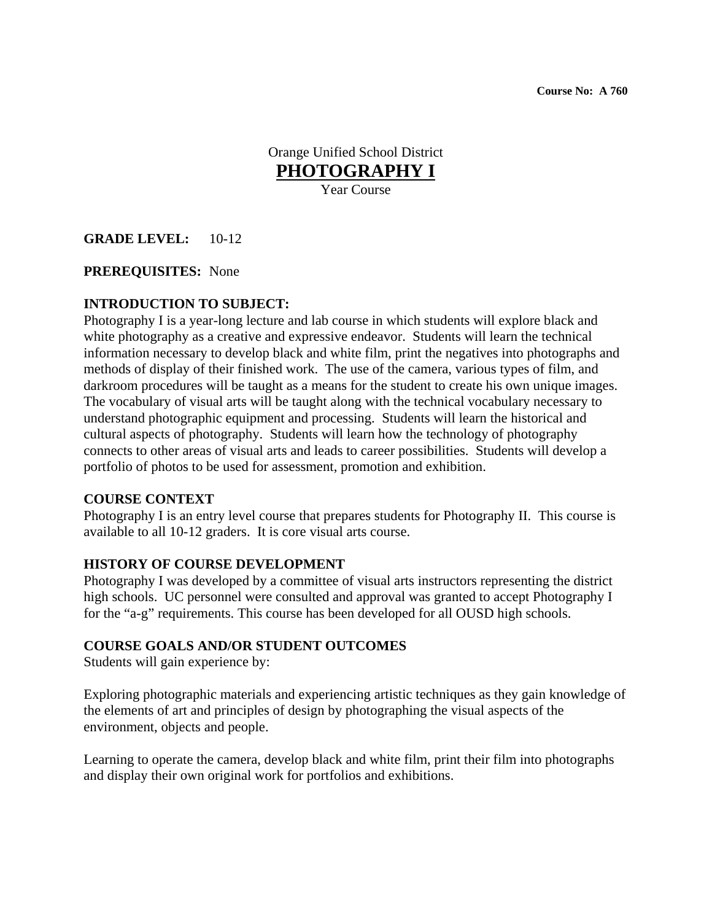**Course No: A 760**

Orange Unified School District

# PHOTOGRAPHY I

Year Course

**GRADE LEVEL:** 10-12

**PREREQUISITES:** None

## INTRODUCTION TO SUBJECT:

Photography I is a year-long lecture and lab course in which students will explore black and white photography as a creative and expressive endeavor. Students will learn the technical information necessary to develop black and white film, print the negatives into photographs and methods of display of their finished work. The use of the camera, various types of film, and darkroom procedures will be taught as a means for the student to create his own unique images. The vocabulary of visual arts will be taught along with the technical vocabulary necessary to understand photographic equipment and processing. Students will learn the historical and cultural aspects of photography. Students will learn how the technology of photography connects to other areas of visual arts and leads to career possibilities. Students will develop a portfolio of photos to be used for assessment, promotion and exhibition.

## COURSE CONTEXT

Photography I is an entry level course that prepares students for Photography II. This course is available to all 10-12 graders. It is core visual arts course.

## HISTORY OF COURSE DEVELOPMENT

Photography I was developed by a committee of visual arts instructors representing the district high schools. UC personnel were consulted and approval was granted to accept Photography I for the "a-g" requirements. This course has been developed for all OUSD high schools.

## COURSE GOALS AND/OR STUDENT OUTCOMES

Students will gain experience by:

Exploring photographic materials and experiencing artistic techniques as they gain knowledge of the elements of art and principles of design by photographing the visual aspects of the environment, objects and people.

Learning to operate the camera, develop black and white film, print their film into photographs and display their own original work for portfolios and exhibitions.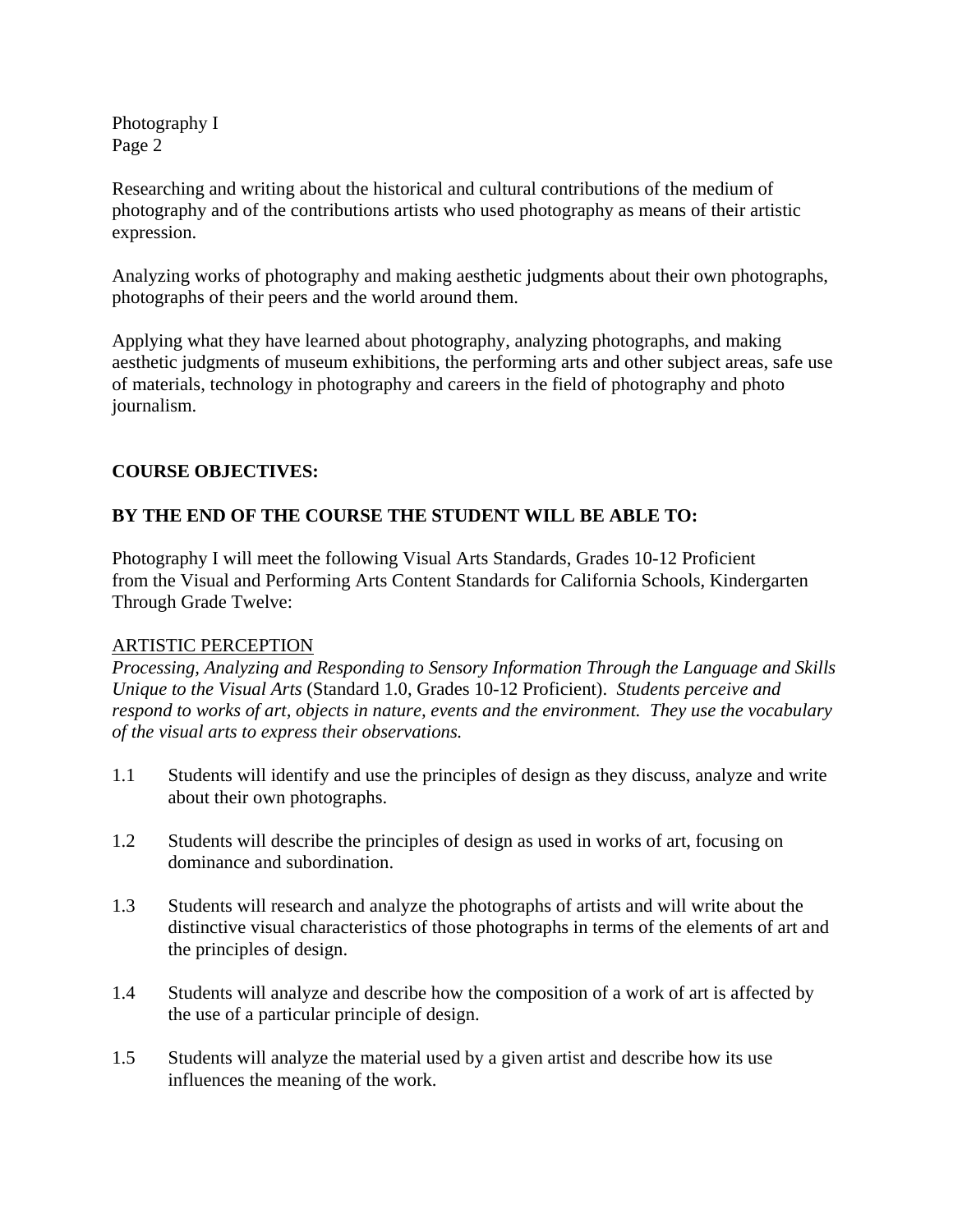Researching and writing about the historical and cultural contributions of the medium of photography and of the contributions artists who used photography as means of their artistic expression.

Analyzing works of photography and making aesthetic judgments about their own photographs, photographs of their peers and the world around them.

Applying what they have learned about photography, analyzing photographs, and making aesthetic judgments of museum exhibitions, the performing arts and other subject areas, safe use of materials, technology in photography and careers in the field of photography and photo journalism.

**COURSE OBJECTIVES:**

**BY THE END OF THE COURSE THE STUDENT WILL BE ABLE TO:**

Photography I will meet the following Visual Arts Standards, Grades 10-12 Proficient from the Visual and Performing Arts Content Standards for California Schools, Kindergarten Through Grade Twelve:

<u>ARTISTIC PERCEPTION</u>

*Processing, Analyzing and Responding to Sensory Information Through the Language and Skills Unique to the Visual Arts* (Standard 1.0, Grades 10-12 Proficient). *Students perceive and respond to works of art, objects in nature, events and the environment. They use the vocabulary of the visual arts to express their observations.*

1.1 Students will identify and use the principles of design as they discuss, analyze and write about their own photographs.

1.2 Students will describe the principles of design as used in works of art, focusing on dominance and subordination.

1.3 Students will research and analyze the photographs of artists and will write about the distinctive visual characteristics of those photographs in terms of the elements of art and the principles of design.

1.4 Students will analyze and describe how the composition of a work of art is affected by the use of a particular principle of design.

1.5 Students will analyze the material used by a given artist and describe how its use influences the meaning of the work.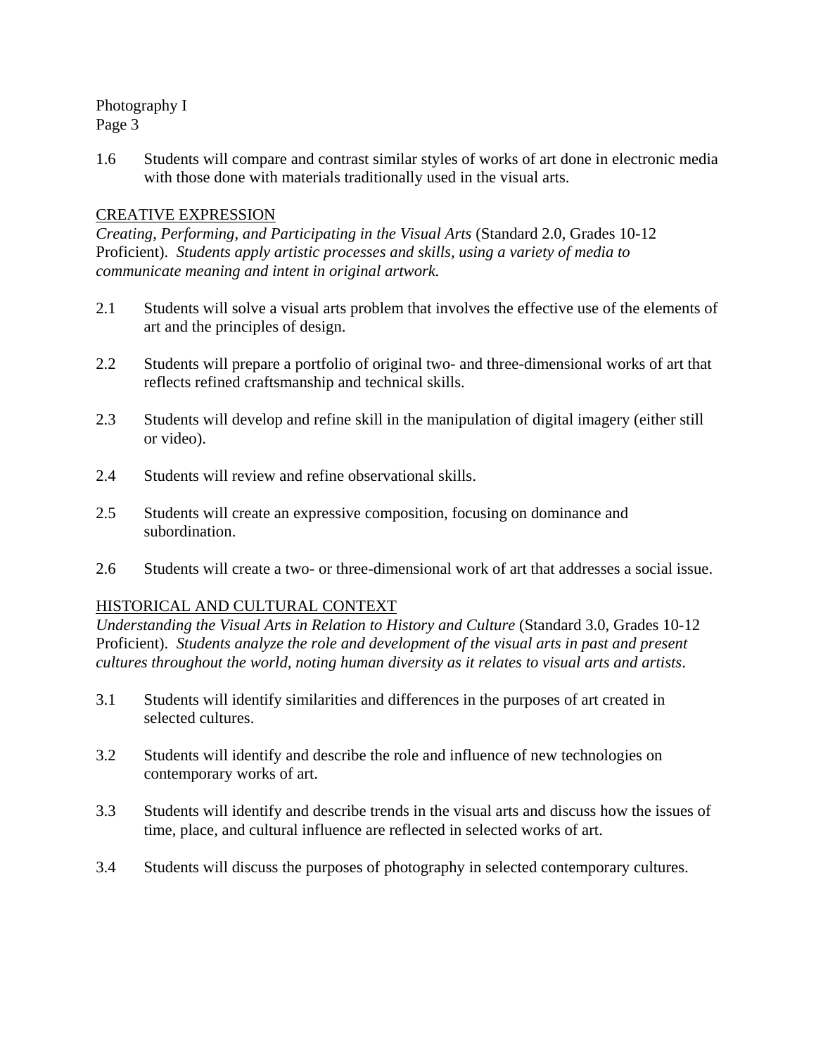1.6 Students will compare and contrast similar styles of works of art done in electronic media with those done with materials traditionally used in the visual arts.

## CREATIVE EXPRESSION

*Creating, Performing, and Participating in the Visual Arts* (Standard 2.0, Grades 10-12 Proficient). *Students apply artistic processes and skills, using a variety of media to communicate meaning and intent in original artwork.*

2.1 Students will solve a visual arts problem that involves the effective use of the elements of art and the principles of design.

2.2 Students will prepare a portfolio of original two- and three-dimensional works of art that reflects refined craftsmanship and technical skills.

2.3 Students will develop and refine skill in the manipulation of digital imagery (either still or video).

2.4 Students will review and refine observational skills.

2.5 Students will create an expressive composition, focusing on dominance and subordination.

2.6 Students will create a two- or three-dimensional work of art that addresses a social issue.

## HISTORICAL AND CULTURAL CONTEXT

*Understanding the Visual Arts in Relation to History and Culture* (Standard 3.0, Grades 10-12 Proficient). *Students analyze the role and development of the visual arts in past and present cultures throughout the world, noting human diversity as it relates to visual arts and artists*.

3.1 Students will identify similarities and differences in the purposes of art created in selected cultures.

3.2 Students will identify and describe the role and influence of new technologies on contemporary works of art.

3.3 Students will identify and describe trends in the visual arts and discuss how the issues of time, place, and cultural influence are reflected in selected works of art.

3.4 Students will discuss the purposes of photography in selected contemporary cultures.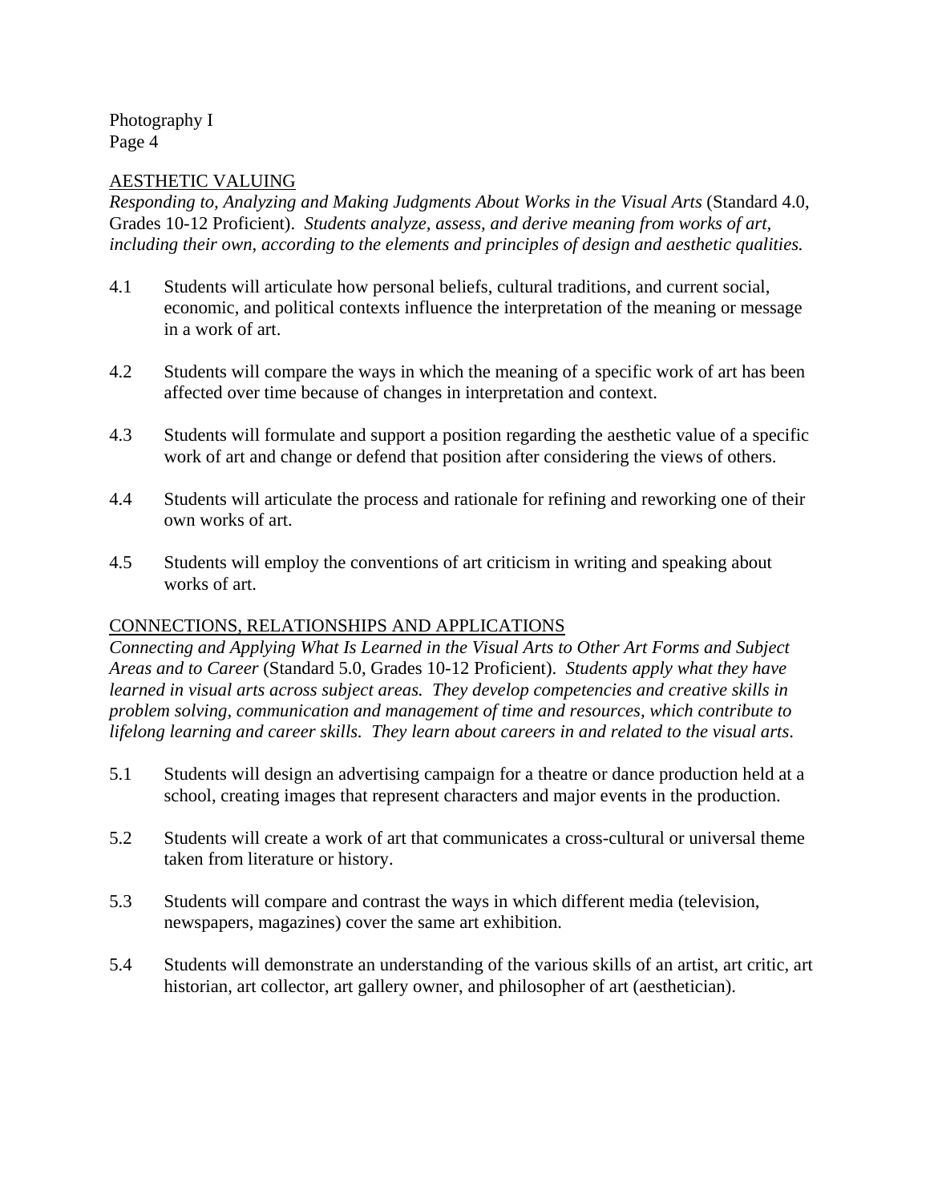## AESTHETIC VALUING

*Responding to, Analyzing and Making Judgments About Works in the Visual Arts* (Standard 4.0, Grades 10-12 Proficient). *Students analyze, assess, and derive meaning from works of art, including their own, according to the elements and principles of design and aesthetic qualities.*

4.1 Students will articulate how personal beliefs, cultural traditions, and current social, economic, and political contexts influence the interpretation of the meaning or message in a work of art.

4.2 Students will compare the ways in which the meaning of a specific work of art has been affected over time because of changes in interpretation and context.

4.3 Students will formulate and support a position regarding the aesthetic value of a specific work of art and change or defend that position after considering the views of others.

4.4 Students will articulate the process and rationale for refining and reworking one of their own works of art.

4.5 Students will employ the conventions of art criticism in writing and speaking about works of art.

## CONNECTIONS, RELATIONSHIPS AND APPLICATIONS

*Connecting and Applying What Is Learned in the Visual Arts to Other Art Forms and Subject Areas and to Career* (Standard 5.0, Grades 10-12 Proficient). *Students apply what they have learned in visual arts across subject areas. They develop competencies and creative skills in problem solving, communication and management of time and resources, which contribute to lifelong learning and career skills. They learn about careers in and related to the visual arts.*

5.1 Students will design an advertising campaign for a theatre or dance production held at a school, creating images that represent characters and major events in the production.

5.2 Students will create a work of art that communicates a cross-cultural or universal theme taken from literature or history.

5.3 Students will compare and contrast the ways in which different media (television, newspapers, magazines) cover the same art exhibition.

5.4 Students will demonstrate an understanding of the various skills of an artist, art critic, art historian, art collector, art gallery owner, and philosopher of art (aesthetician).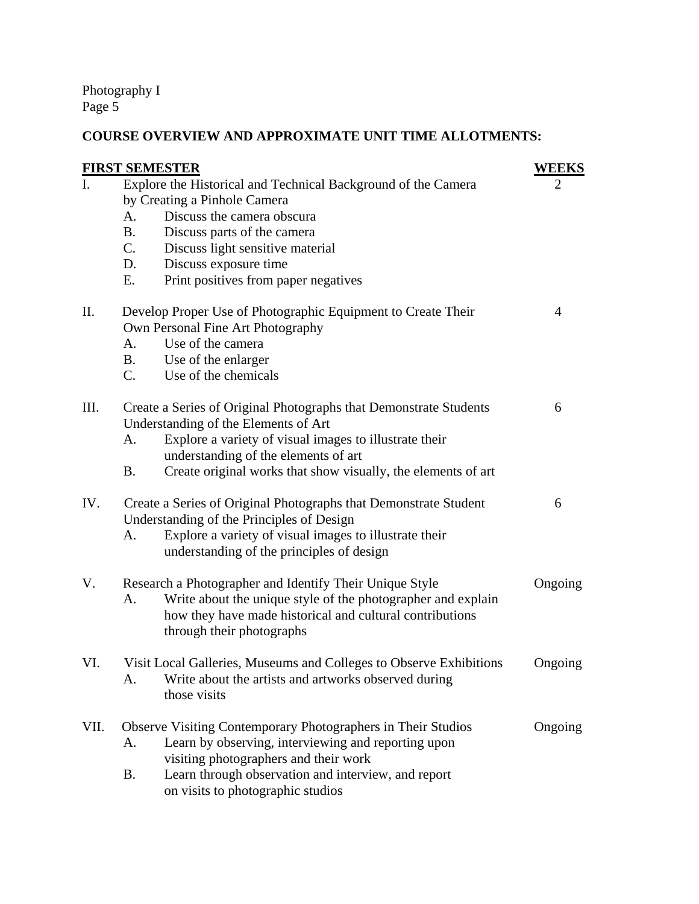## COURSE OVERVIEW AND APPROXIMATE UNIT TIME ALLOTMENTS:

| FIRST SEMESTER | WEEKS |
|---|---|
| I. Explore the Historical and Technical Background of the Camera by Creating a Pinhole Camera<br>A. Discuss the camera obscura<br>B. Discuss parts of the camera<br>C. Discuss light sensitive material<br>D. Discuss exposure time<br>E. Print positives from paper negatives | 2 |
| II. Develop Proper Use of Photographic Equipment to Create Their Own Personal Fine Art Photography<br>A. Use of the camera<br>B. Use of the enlarger<br>C. Use of the chemicals | 4 |
| III. Create a Series of Original Photographs that Demonstrate Students Understanding of the Elements of Art<br>A. Explore a variety of visual images to illustrate their understanding of the elements of art<br>B. Create original works that show visually, the elements of art | 6 |
| IV. Create a Series of Original Photographs that Demonstrate Student Understanding of the Principles of Design<br>A. Explore a variety of visual images to illustrate their understanding of the principles of design | 6 |
| V. Research a Photographer and Identify Their Unique Style<br>A. Write about the unique style of the photographer and explain how they have made historical and cultural contributions through their photographs | Ongoing |
| VI. Visit Local Galleries, Museums and Colleges to Observe Exhibitions<br>A. Write about the artists and artworks observed during those visits | Ongoing |
| VII. Observe Visiting Contemporary Photographers in Their Studios<br>A. Learn by observing, interviewing and reporting upon visiting photographers and their work<br>B. Learn through observation and interview, and report on visits to photographic studios | Ongoing |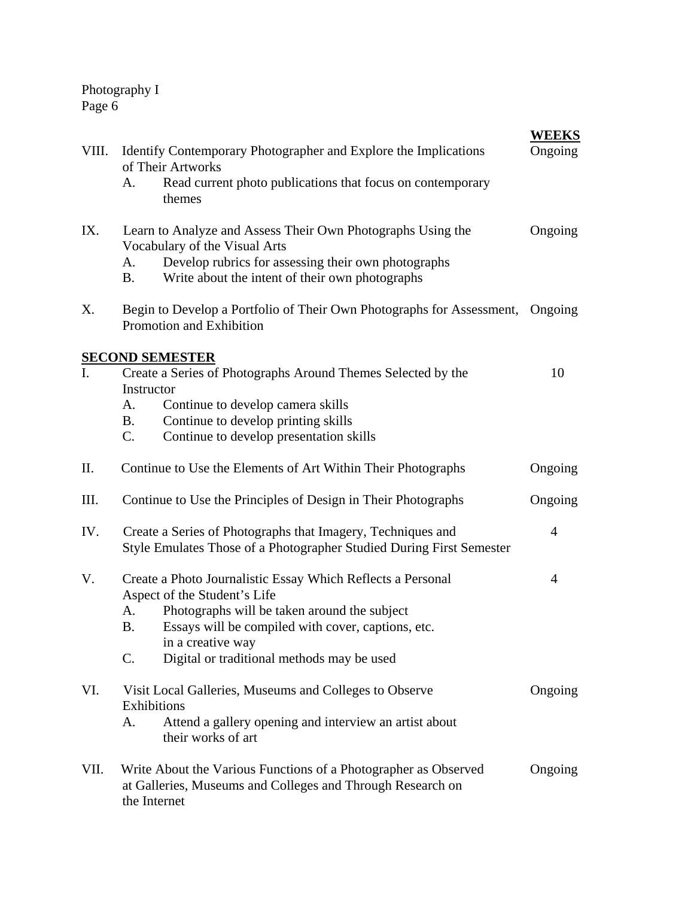| | | WEEKS |
|---|---|---|
| VIII. | Identify Contemporary Photographer and Explore the Implications of Their Artworks<br>A. Read current photo publications that focus on contemporary themes | Ongoing |
| IX. | Learn to Analyze and Assess Their Own Photographs Using the Vocabulary of the Visual Arts<br>A. Develop rubrics for assessing their own photographs<br>B. Write about the intent of their own photographs | Ongoing |
| X. | Begin to Develop a Portfolio of Their Own Photographs for Assessment, Promotion and Exhibition | Ongoing |

**SECOND SEMESTER**

| | | WEEKS |
|---|---|---|
| I. | Create a Series of Photographs Around Themes Selected by the Instructor<br>A. Continue to develop camera skills<br>B. Continue to develop printing skills<br>C. Continue to develop presentation skills | 10 |
| II. | Continue to Use the Elements of Art Within Their Photographs | Ongoing |
| III. | Continue to Use the Principles of Design in Their Photographs | Ongoing |
| IV. | Create a Series of Photographs that Imagery, Techniques and Style Emulates Those of a Photographer Studied During First Semester | 4 |
| V. | Create a Photo Journalistic Essay Which Reflects a Personal Aspect of the Student's Life<br>A. Photographs will be taken around the subject<br>B. Essays will be compiled with cover, captions, etc. in a creative way<br>C. Digital or traditional methods may be used | 4 |
| VI. | Visit Local Galleries, Museums and Colleges to Observe Exhibitions<br>A. Attend a gallery opening and interview an artist about their works of art | Ongoing |
| VII. | Write About the Various Functions of a Photographer as Observed at Galleries, Museums and Colleges and Through Research on the Internet | Ongoing |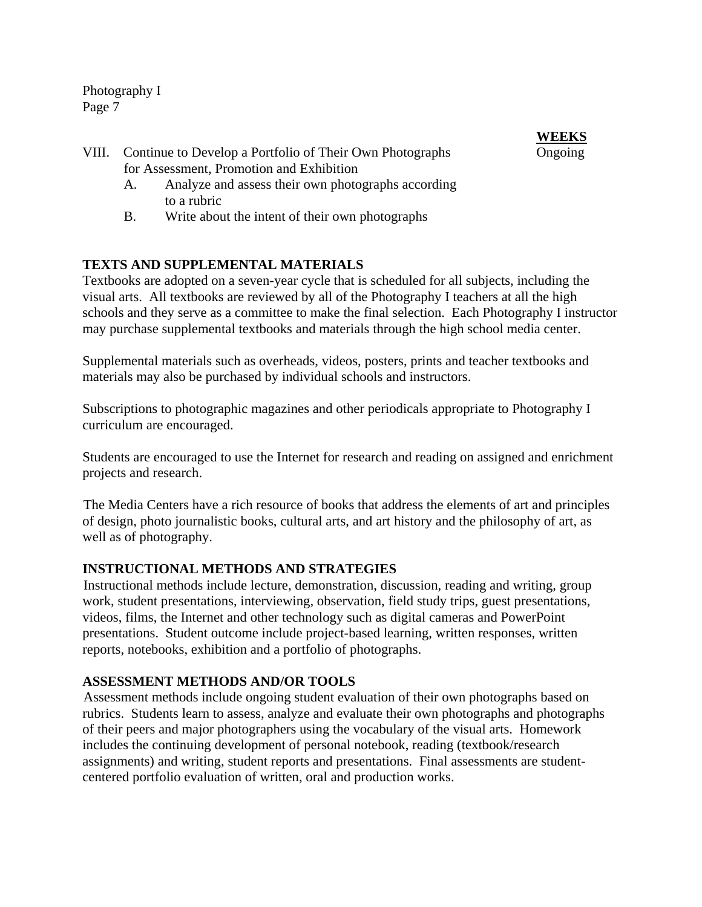| | WEEKS |
|---|---|
| VIII. Continue to Develop a Portfolio of Their Own Photographs for Assessment, Promotion and Exhibition | Ongoing |

   A. Analyze and assess their own photographs according to a rubric
   B. Write about the intent of their own photographs

**TEXTS AND SUPPLEMENTAL MATERIALS**

Textbooks are adopted on a seven-year cycle that is scheduled for all subjects, including the visual arts. All textbooks are reviewed by all of the Photography I teachers at all the high schools and they serve as a committee to make the final selection. Each Photography I instructor may purchase supplemental textbooks and materials through the high school media center.

Supplemental materials such as overheads, videos, posters, prints and teacher textbooks and materials may also be purchased by individual schools and instructors.

Subscriptions to photographic magazines and other periodicals appropriate to Photography I curriculum are encouraged.

Students are encouraged to use the Internet for research and reading on assigned and enrichment projects and research.

The Media Centers have a rich resource of books that address the elements of art and principles of design, photo journalistic books, cultural arts, and art history and the philosophy of art, as well as of photography.

**INSTRUCTIONAL METHODS AND STRATEGIES**

Instructional methods include lecture, demonstration, discussion, reading and writing, group work, student presentations, interviewing, observation, field study trips, guest presentations, videos, films, the Internet and other technology such as digital cameras and PowerPoint presentations. Student outcome include project-based learning, written responses, written reports, notebooks, exhibition and a portfolio of photographs.

**ASSESSMENT METHODS AND/OR TOOLS**

Assessment methods include ongoing student evaluation of their own photographs based on rubrics. Students learn to assess, analyze and evaluate their own photographs and photographs of their peers and major photographers using the vocabulary of the visual arts. Homework includes the continuing development of personal notebook, reading (textbook/research assignments) and writing, student reports and presentations. Final assessments are student-centered portfolio evaluation of written, oral and production works.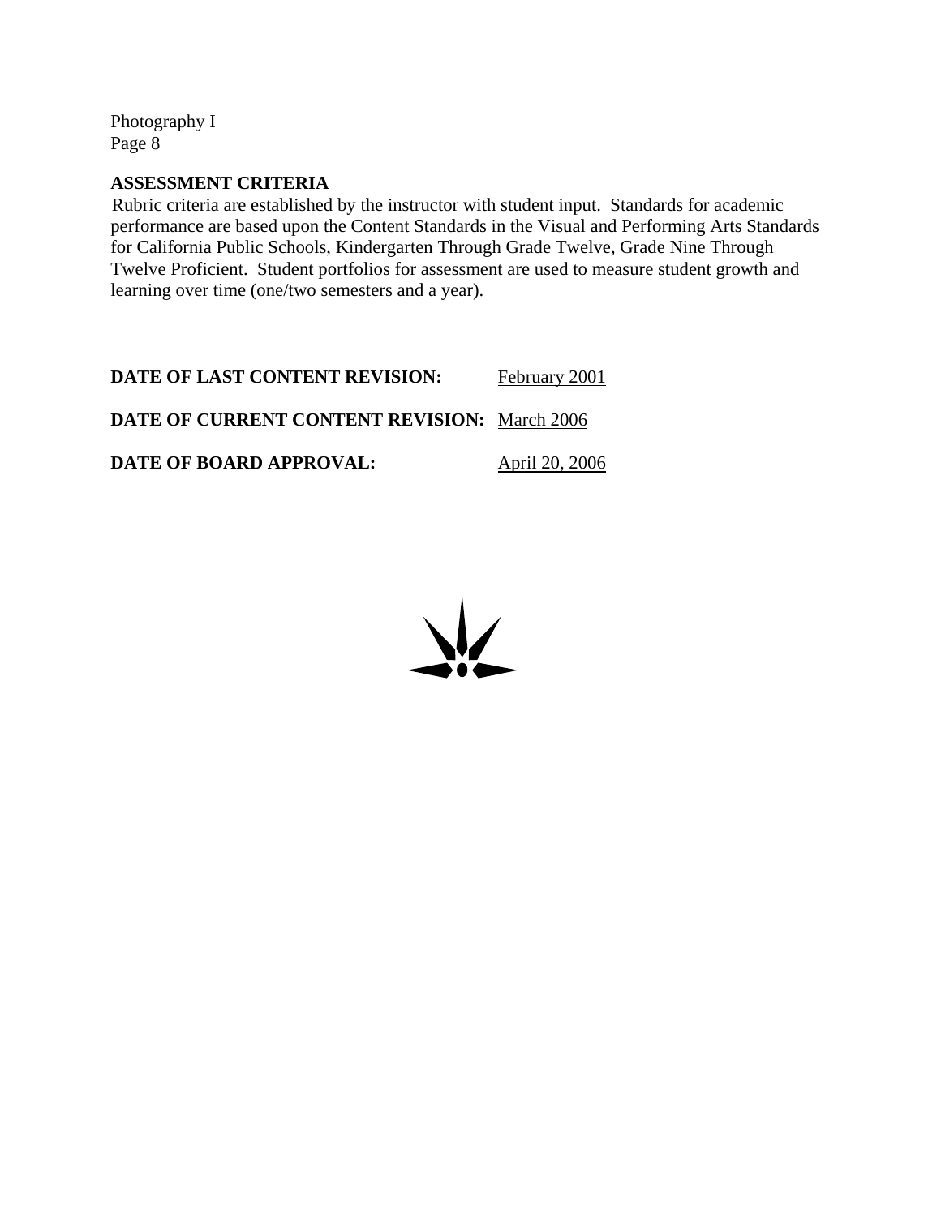## ASSESSMENT CRITERIA

Rubric criteria are established by the instructor with student input. Standards for academic performance are based upon the Content Standards in the Visual and Performing Arts Standards for California Public Schools, Kindergarten Through Grade Twelve, Grade Nine Through Twelve Proficient. Student portfolios for assessment are used to measure student growth and learning over time (one/two semesters and a year).

**DATE OF LAST CONTENT REVISION:** February 2001

**DATE OF CURRENT CONTENT REVISION:** March 2006

**DATE OF BOARD APPROVAL:** April 20, 2006